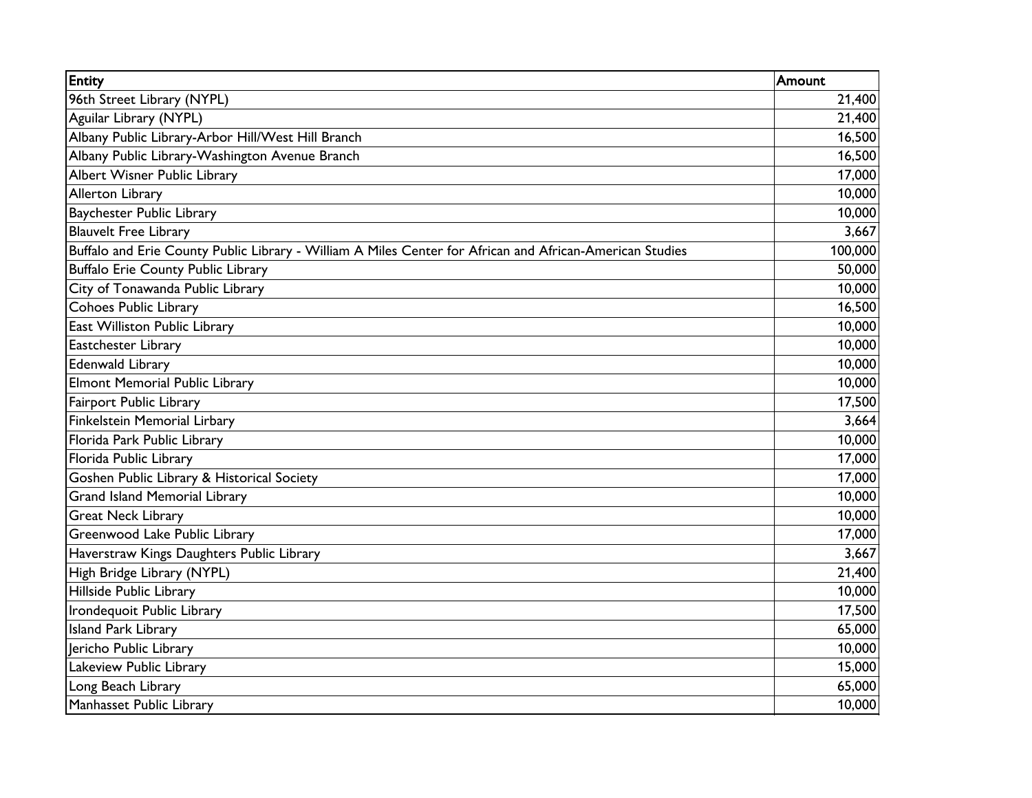| Entity | Amount |
|---|---|
| 96th Street Library (NYPL) | 21,400 |
| Aguilar Library (NYPL) | 21,400 |
| Albany Public Library-Arbor Hill/West Hill Branch | 16,500 |
| Albany Public Library-Washington Avenue Branch | 16,500 |
| Albert Wisner Public Library | 17,000 |
| Allerton Library | 10,000 |
| Baychester Public Library | 10,000 |
| Blauvelt Free Library | 3,667 |
| Buffalo and Erie County Public Library - William A Miles Center for African and African-American Studies | 100,000 |
| Buffalo Erie County Public Library | 50,000 |
| City of Tonawanda Public Library | 10,000 |
| Cohoes Public Library | 16,500 |
| East Williston Public Library | 10,000 |
| Eastchester Library | 10,000 |
| Edenwald Library | 10,000 |
| Elmont Memorial Public Library | 10,000 |
| Fairport Public Library | 17,500 |
| Finkelstein Memorial Lirbary | 3,664 |
| Florida Park Public Library | 10,000 |
| Florida Public Library | 17,000 |
| Goshen Public Library & Historical Society | 17,000 |
| Grand Island Memorial Library | 10,000 |
| Great Neck Library | 10,000 |
| Greenwood Lake Public Library | 17,000 |
| Haverstraw Kings Daughters Public Library | 3,667 |
| High Bridge Library (NYPL) | 21,400 |
| Hillside Public Library | 10,000 |
| Irondequoit Public Library | 17,500 |
| Island Park Library | 65,000 |
| Jericho Public Library | 10,000 |
| Lakeview Public Library | 15,000 |
| Long Beach Library | 65,000 |
| Manhasset Public Library | 10,000 |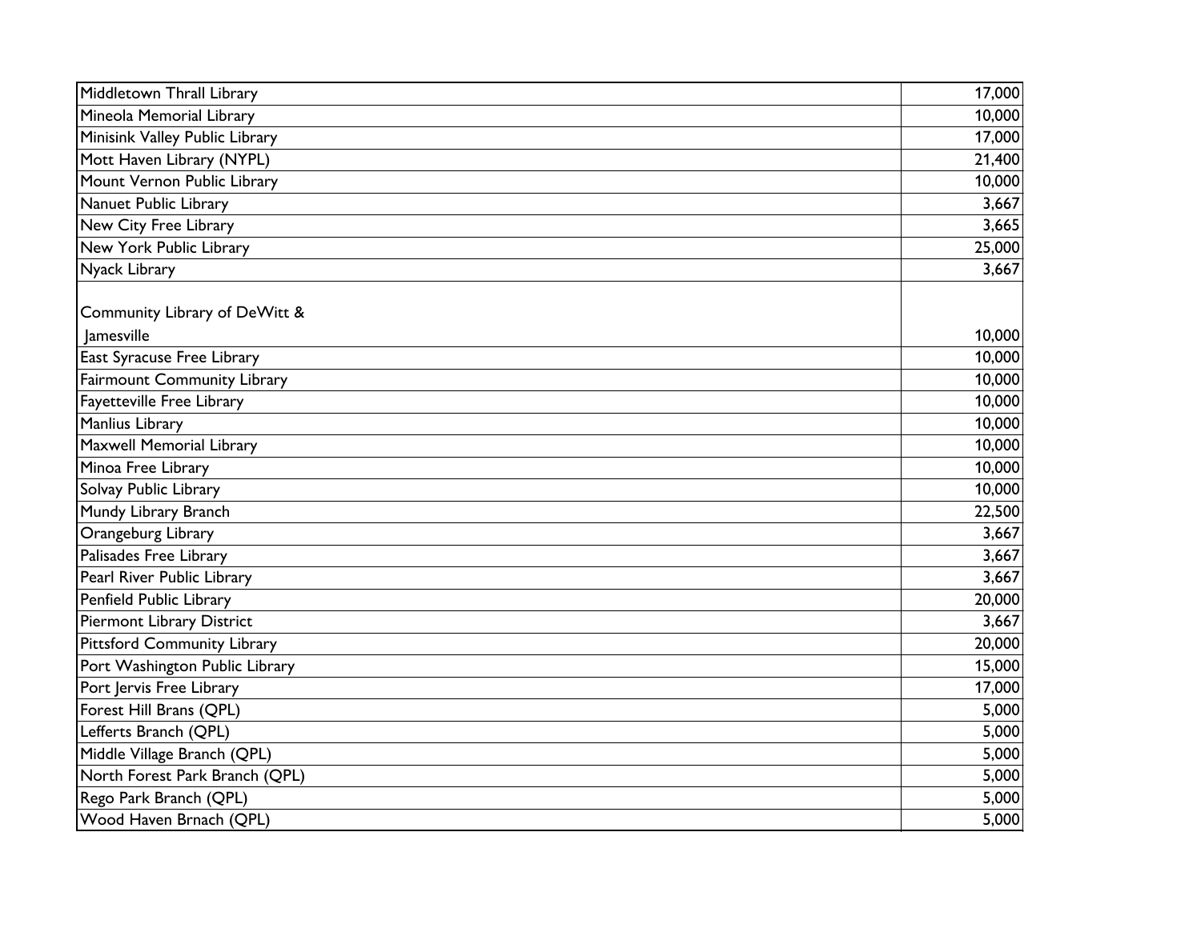| | |
|---|---|
| Middletown Thrall Library | 17,000 |
| Mineola Memorial Library | 10,000 |
| Minisink Valley Public Library | 17,000 |
| Mott Haven Library (NYPL) | 21,400 |
| Mount Vernon Public Library | 10,000 |
| Nanuet Public Library | 3,667 |
| New City Free Library | 3,665 |
| New York Public Library | 25,000 |
| Nyack Library | 3,667 |
| Community Library of DeWitt & Jamesville | 10,000 |
| East Syracuse Free Library | 10,000 |
| Fairmount Community Library | 10,000 |
| Fayetteville Free Library | 10,000 |
| Manlius Library | 10,000 |
| Maxwell Memorial Library | 10,000 |
| Minoa Free Library | 10,000 |
| Solvay Public Library | 10,000 |
| Mundy Library Branch | 22,500 |
| Orangeburg Library | 3,667 |
| Palisades Free Library | 3,667 |
| Pearl River Public Library | 3,667 |
| Penfield Public Library | 20,000 |
| Piermont Library District | 3,667 |
| Pittsford Community Library | 20,000 |
| Port Washington Public Library | 15,000 |
| Port Jervis Free Library | 17,000 |
| Forest Hill Brans (QPL) | 5,000 |
| Lefferts Branch (QPL) | 5,000 |
| Middle Village Branch (QPL) | 5,000 |
| North Forest Park Branch (QPL) | 5,000 |
| Rego Park Branch (QPL) | 5,000 |
| Wood Haven Brnach (QPL) | 5,000 |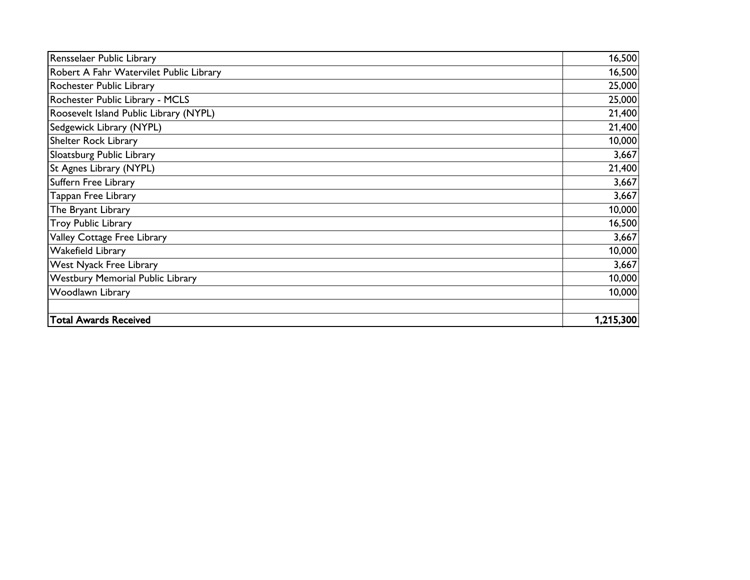| | |
|---|---|
| Rensselaer Public Library | 16,500 |
| Robert A Fahr Watervilet Public Library | 16,500 |
| Rochester Public Library | 25,000 |
| Rochester Public Library - MCLS | 25,000 |
| Roosevelt Island Public Library (NYPL) | 21,400 |
| Sedgewick Library (NYPL) | 21,400 |
| Shelter Rock Library | 10,000 |
| Sloatsburg Public Library | 3,667 |
| St Agnes Library (NYPL) | 21,400 |
| Suffern Free Library | 3,667 |
| Tappan Free Library | 3,667 |
| The Bryant Library | 10,000 |
| Troy Public Library | 16,500 |
| Valley Cottage Free Library | 3,667 |
| Wakefield Library | 10,000 |
| West Nyack Free Library | 3,667 |
| Westbury Memorial Public Library | 10,000 |
| Woodlawn Library | 10,000 |
| | |
| **Total Awards Received** | **1,215,300** |